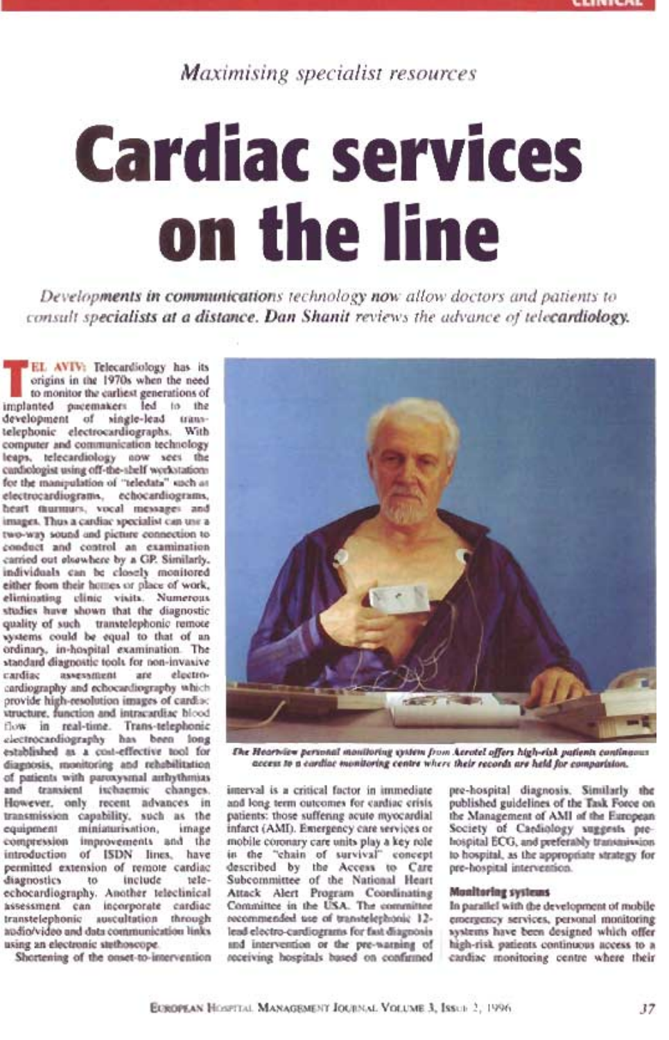*Maximising specialist resources*

# Cardiac services on the line

*Developments in communications technology now allow doctors and patients to consult specialists at a distance. Dan Shanit reviews the advance of telecardiology.*

TEL AVIV: Telecardiology has its origins in the 1970s when the need to monitor the earliest generations of implanted pacemakers led to the development of single-lead transtelephonic electrocardiographs. With computer and communication technology leaps, telecardiology now sees the cardiologist using off-the-shelf workstations for the manipulation of "teledata" such as electrocardiograms, echocardiograms, heart murmurs, vocal messages and images. Thus a cardiac specialist can use a two-way sound and picture connection to conduct and control an examination carried out elsewhere by a GP. Similarly, individuals can be closely monitored either from their homes or place of work, eliminating clinic visits. Numerous studies have shown that the diagnostic quality of such transtelephonic remote systems could be equal to that of an ordinary, in-hospital examination. The standard diagnostic tools for non-invasive cardiac assessment are electrocardiography and echocardiography which provide high-resolution images of cardiac structure, function and intracardiac blood flow in real-time. Trans-telephonic electrocardiography has been long established as a cost-effective tool for diagnosis, monitoring and rehabilitation of patients with paroxysmal arrhythmias and transient ischaemic changes. However, only recent advances in transmission capability, such as the equipment miniaturisation, image compression improvements and the introduction of ISDN lines, have permitted extension of remote cardiac diagnostics to include tele-echocardiography. Another teleclinical assessment can incorporate cardiac transtelephonic auscultation through audio/video and data communication links using an electronic stethoscope.

Shortening of the onset-to-intervention interval is a critical factor in immediate and long term outcomes for cardiac crisis patients: those suffering acute myocardial infarct (AMI). Emergency care services or mobile coronary care units play a key role in the "chain of survival" concept described by the Access to Care Subcommittee of the National Heart Attack Alert Program Coordinating Committee in the USA. The committee recommended use of transtelephonic 12-lead electro-cardiograms for fast diagnosis and intervention or the pre-warning of receiving hospitals based on confirmed pre-hospital diagnosis. Similarly the published guidelines of the Task Force on the Management of AMI of the European Society of Cardiology suggests pre-hospital ECG, and preferably transmission to hospital, as the appropriate strategy for pre-hospital intervention.

*The Heartview personal monitoring system from Aerotel offers high-risk patients continuous access to a cardiac monitoring centre where their records are held for comparison.*

## Monitoring systems

In parallel with the development of mobile emergency services, personal monitoring systems have been designed which offer high-risk patients continuous access to a cardiac monitoring centre where their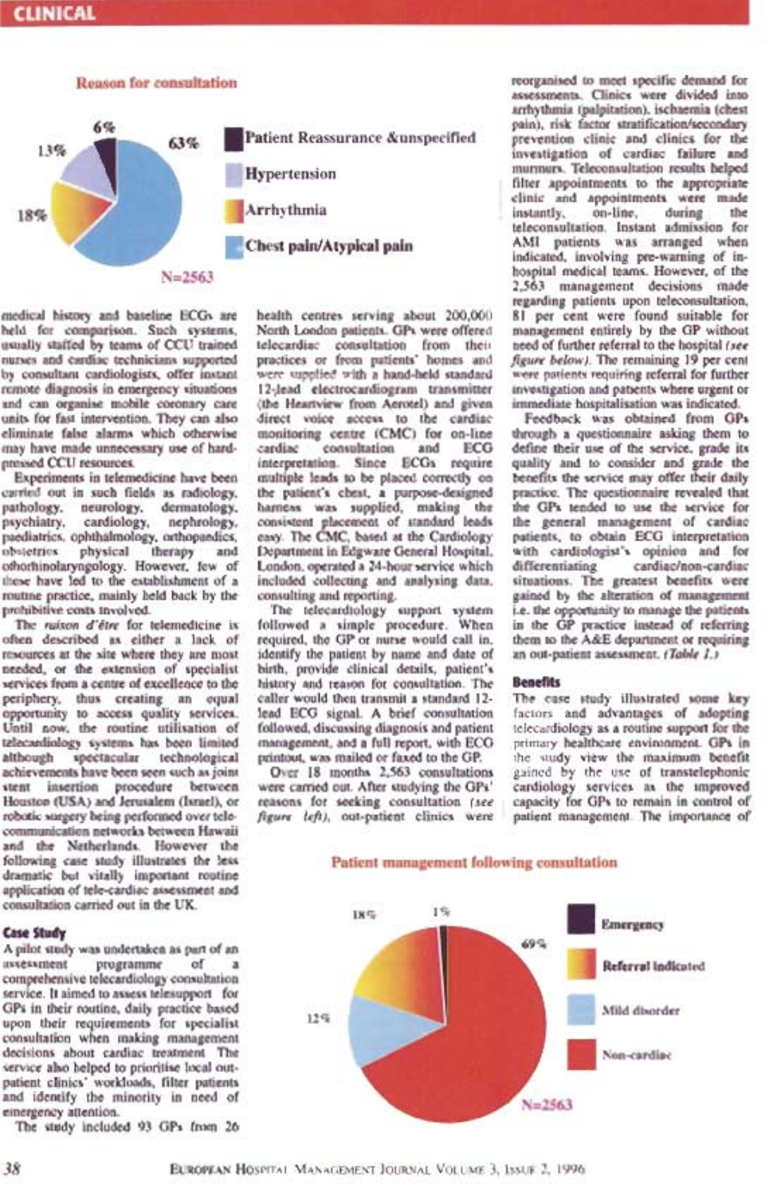**Reason for consultation**

- Patient Reassurance & unspecified: 6%
- Hypertension: 13%
- Arrhythmia: 18%
- Chest pain/Atypical pain: 63%

N=2563

medical history and baseline ECGs are held for comparison. Such systems, usually staffed by teams of CCU trained nurses and cardiac technicians supported by consultant cardiologists, offer instant remote diagnosis in emergency situations and can organise mobile coronary care units for fast intervention. They can also eliminate false alarms which otherwise may have made unnecessary use of hard-pressed CCU resources.

Experiments in telemedicine have been carried out in such fields as radiology, pathology, neurology, dermatology, psychiatry, cardiology, nephrology, paediatrics, ophthalmology, orthopaedics, obstetrics, physical therapy and otorhinolaryngology. However, few of these have led to the establishment of a routine practice, mainly held back by the prohibitive costs involved.

The *raison d'être* for telemedicine is often described as either a lack of resources at the site where they are most needed, or the extension of specialist services from a centre of excellence to the periphery, thus creating an equal opportunity to access quality services. Until now, the routine utilisation of telecardiology systems has been limited although spectacular technological achievements have been seen such as joint stent insertion procedure between Houston (USA) and Jerusalem (Israel), or robotic surgery being performed over telecommunication networks between Hawaii and the Netherlands. However the following case study illustrates the less dramatic but vitally important routine application of tele-cardiac assessment and consultation carried out in the UK.

### Case Study

A pilot study was undertaken as part of an assessment programme of a comprehensive telecardiology consultation service. It aimed to assess telesupport for GPs in their routine, daily practice based upon their requirements for specialist consultation when making management decisions about cardiac treatment. The service also helped to prioritise local outpatient clinics' workloads, filter patients and identify the minority in need of emergency attention.

The study included 93 GPs from 26 health centres serving about 200,000 North London patients. GPs were offered telecardiac consultation from their practices or from patients' homes and were supplied with a hand-held standard 12-lead electrocardiogram transmitter (the Heartview from Aerotel) and given direct voice access to the cardiac monitoring centre (CMC) for on-line cardiac consultation and ECG interpretation. Since ECGs require multiple leads to be placed correctly on the patient's chest, a purpose-designed harness was supplied, making the consistent placement of standard leads easy. The CMC, based at the Cardiology Department in Edgware General Hospital, London, operated a 24-hour service which included collecting and analysing data, consulting and reporting.

The telecardiology support system followed a simple procedure. When required, the GP or nurse would call in, identify the patient by name and date of birth, provide clinical details, patient's history and reason for consultation. The caller would then transmit a standard 12-lead ECG signal. A brief consultation followed, discussing diagnosis and patient management, and a full report, with ECG printout, was mailed or faxed to the GP.

Over 18 months 2,563 consultations were carried out. After studying the GPs' reasons for seeking consultation *(see figure left)*, out-patient clinics were reorganised to meet specific demand for assessments. Clinics were divided into arrhythmia (palpitation), ischaemia (chest pain), risk factor stratification/secondary prevention clinic and clinics for the investigation of cardiac failure and murmurs. Teleconsultation results helped filter appointments to the appropriate clinic and appointments were made instantly, on-line, during the teleconsultation. Instant admission for AMI patients was arranged when indicated, involving pre-warning of in-hospital medical teams. However, of the 2,563 management decisions made regarding patients upon teleconsultation, 81 per cent were found suitable for management entirely by the GP without need of further referral to the hospital *(see figure below)*. The remaining 19 per cent were patients requiring referral for further investigation and patients where urgent or immediate hospitalisation was indicated.

Feedback was obtained from GPs through a questionnaire asking them to define their use of the service, grade its quality and to consider and grade the benefits the service may offer their daily practice. The questionnaire revealed that the GPs tended to use the service for the general management of cardiac patients, to obtain ECG interpretation with cardiologist's opinion and for differentiating cardiac/non-cardiac situations. The greatest benefits were gained by the alteration of management i.e. the opportunity to manage the patients in the GP practice instead of referring them to the A&E department or requiring an out-patient assessment. *(Table 1.)*

### Benefits

The case study illustrated some key factors and advantages of adopting telecardiology as a routine support for the primary healthcare environment. GPs in the study view the maximum benefit gained by the use of transtelephonic cardiology services as the improved capacity for GPs to remain in control of patient management. The importance of

**Patient management following consultation**

- Emergency: 1%
- Referral indicated: 18%
- Mild disorder: 12%
- Non-cardiac: 69%

N=2563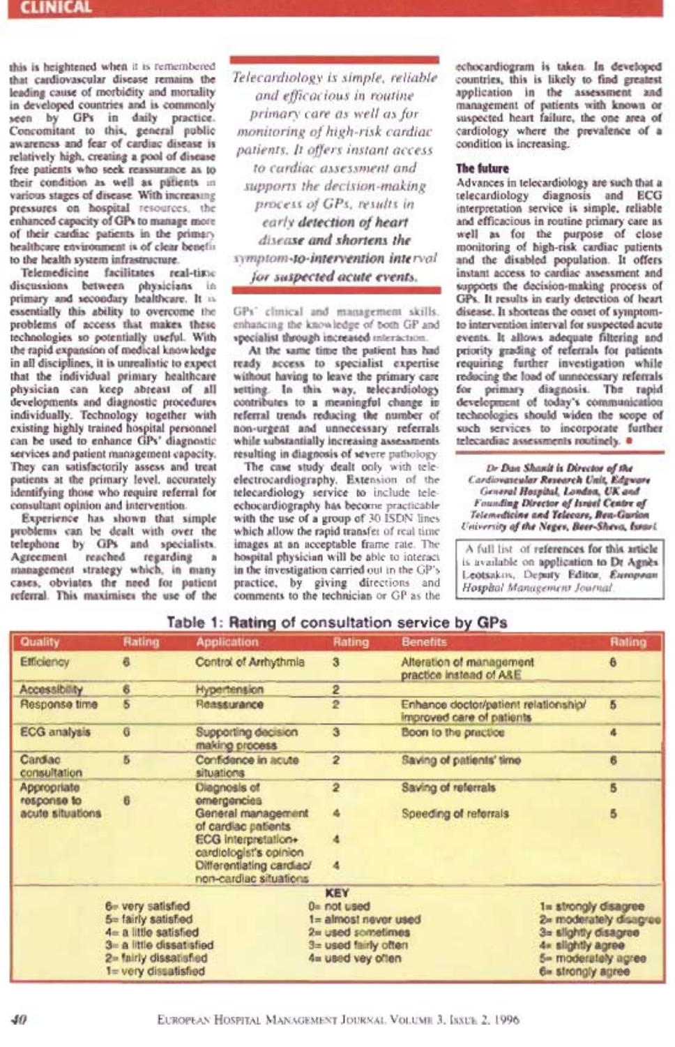this is heightened when it is remembered that cardiovascular disease remains the leading cause of morbidity and mortality in developed countries and is commonly seen by GPs in daily practice. Concomitant to this, general public awareness and fear of cardiac disease is relatively high, creating a pool of disease free patients who seek reassurance as to their condition as well as patients in various stages of disease. With increasing pressures on hospital resources, the enhanced capacity of GPs to manage more of their cardiac patients in the primary healthcare environment is of clear benefit to the health system infrastructure.

Telemedicine facilitates real-time discussions between physicians in primary and secondary healthcare. It is essentially this ability to overcome the problems of access that makes these technologies so potentially useful. With the rapid expansion of medical knowledge in all disciplines, it is unrealistic to expect that the individual primary healthcare physician can keep abreast of all developments and diagnostic procedures individually. Technology together with existing highly trained hospital personnel can be used to enhance GPs' diagnostic services and patient management capacity. They can satisfactorily assess and treat patients at the primary level, accurately identifying those who require referral for consultant opinion and intervention.

Experience has shown that simple problems can be dealt with over the telephone by GPs and specialists. Agreement reached regarding a management strategy which, in many cases, obviates the need for patient referral. This maximises the use of the GPs' clinical and management skills, enhancing the knowledge of both GP and specialist through increased interaction.

*Telecardiology is simple, reliable and efficacious in routine primary care as well as for monitoring of high-risk cardiac patients. It offers instant access to cardiac assessment and supports the decision-making process of GPs, results in early* ***detection of heart disease and shortens the symptom-to-intervention interval for suspected acute events.***

At the same time the patient has had ready access to specialist expertise without having to leave the primary care setting. In this way, telecardiology contributes to a meaningful change in referral trends reducing the number of non-urgent and unnecessary referrals while substantially increasing assessments resulting in diagnosis of severe pathology.

The case study dealt only with tele-electrocardiography. Extension of the telecardiology service to include tele-echocardiography has become practicable with the use of a group of 30 ISDN lines which allow the rapid transfer of real time images at an acceptable frame rate. The hospital physician will be able to interact in the investigation carried out in the GP's practice, by giving directions and comments to the technician or GP as the echocardiogram is taken. In developed countries, this is likely to find greatest application in the assessment and management of patients with known or suspected heart failure, the one area of cardiology where the prevalence of a condition is increasing.

## The future

Advances in telecardiology are such that a telecardiology diagnosis and ECG interpretation service is simple, reliable and efficacious in routine primary care as well as for the purpose of close monitoring of high-risk cardiac patients and the disabled population. It offers instant access to cardiac assessment and supports the decision-making process of GPs. It results in early detection of heart disease. It shortens the onset of symptom-to intervention interval for suspected acute events. It allows adequate filtering and priority grading of referrals for patients requiring further investigation while reducing the load of unnecessary referrals for primary diagnosis. The rapid development of today's communication technologies should widen the scope of such services to incorporate further telecardiac assessments routinely. ●

*Dr Dan Shanit is Director of the Cardiovascular Research Unit, Edgware General Hospital, London, UK and Founding Director of Israel Centre of Telemedicine and Telecare, Ben-Gurion University of the Negev, Beer-Sheva, Israel*

A full list of references for this article is available on application to Dr Agnès Leotsakos, Deputy Editor, *European Hospital Management Journal*.

**Table 1: Rating of consultation service by GPs**

| Quality | Rating | Application | Rating | Benefits | Rating |
|---|---|---|---|---|---|
| Efficiency | 6 | Control of Arrhythmia | 3 | Alteration of management practice instead of A&E | 6 |
| Accessibility | 6 | Hypertension | 2 | | |
| Response time | 5 | Reassurance | 2 | Enhance doctor/patient relationship/ improved care of patients | 5 |
| ECG analysis | 6 | Supporting decision making process | 3 | Boon to the practice | 4 |
| Cardiac consultation | 5 | Confidence in acute situations | 2 | Saving of patients' time | 6 |
| Appropriate response to acute situations | 6 | Diagnosis of emergencies | 2 | Saving of referrals | 5 |
| | | General management of cardiac patients | 4 | Speeding of referrals | 5 |
| | | ECG interpretation+ cardiologist's opinion | 4 | | |
| | | Differentiating cardiac/ non-cardiac situations | 4 | | |

**KEY**

| Quality | Application | Benefits |
|---|---|---|
| 6= very satisfied | 0= not used | 1= strongly disagree |
| 5= fairly satisfied | 1= almost never used | 2= moderately disagree |
| 4= a little satisfied | 2= used sometimes | 3= slightly disagree |
| 3= a little dissatisfied | 3= used fairly often | 4= slightly agree |
| 2= fairly dissatisfied | 4= used vey often | 5= moderately agree |
| 1= very dissatisfied | | 6= strongly agree |